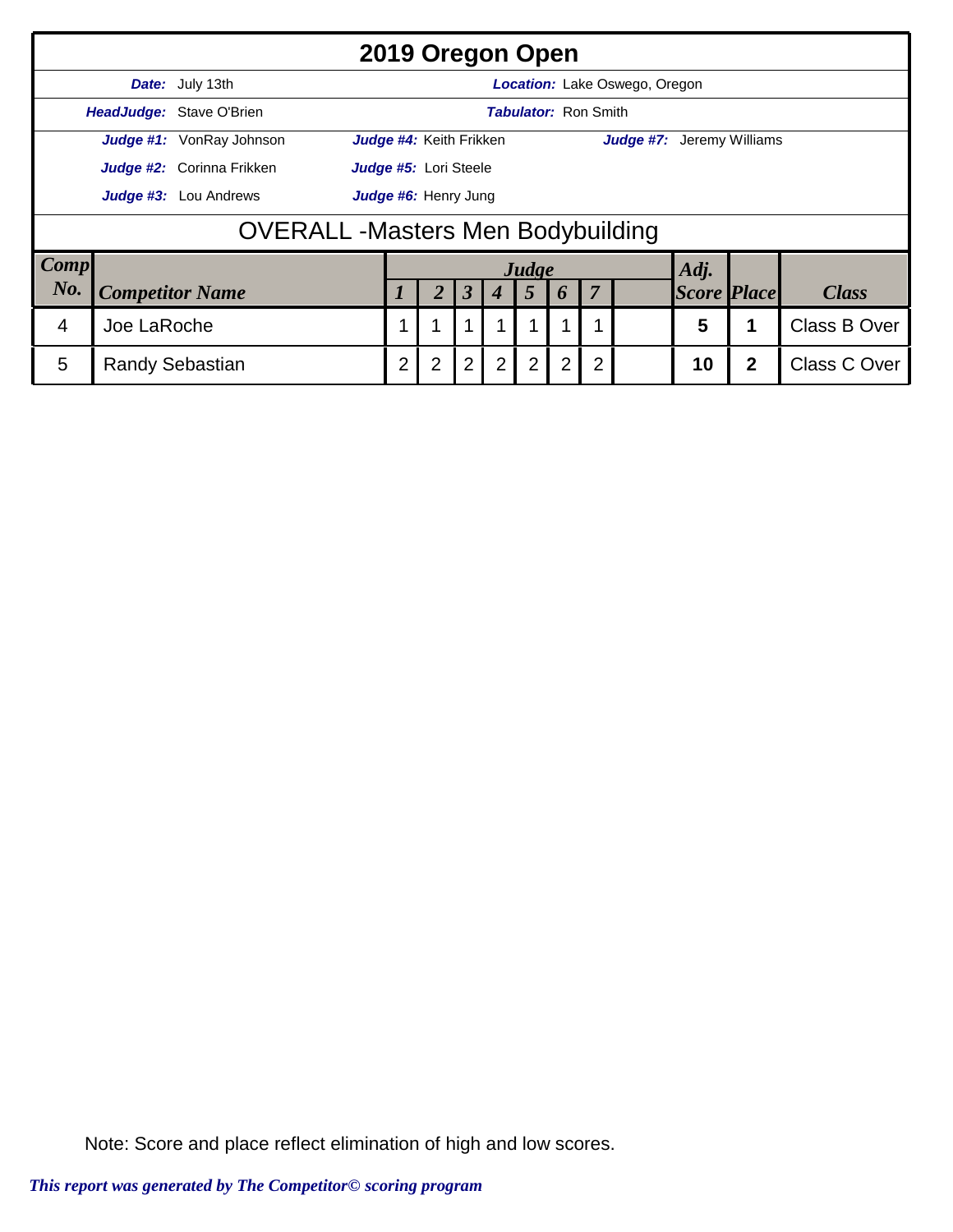# 2019 Oregon Open

| | | | |
|---|---|---|---|
| ***Date:*** July 13th | | ***Location:*** Lake Oswego, Oregon | |
| ***HeadJudge:*** Stave O'Brien | | ***Tabulator:*** Ron Smith | |
| ***Judge #1:*** VonRay Johnson | ***Judge #4:*** Keith Frikken | ***Judge #7:*** Jeremy Williams | |
| ***Judge #2:*** Corinna Frikken | ***Judge #5:*** Lori Steele | | |
| ***Judge #3:*** Lou Andrews | ***Judge #6:*** Henry Jung | | |

## OVERALL -Masters Men Bodybuilding

| ***Comp No.*** | ***Competitor Name*** | ***Judge 1*** | ***2*** | ***3*** | ***4*** | ***5*** | ***6*** | ***7*** | | ***Adj. Score*** | ***Place*** | ***Class*** |
|---|---|---|---|---|---|---|---|---|---|---|---|---|
| 4 | Joe LaRoche | 1 | 1 | 1 | 1 | 1 | 1 | 1 | | **5** | **1** | Class B Over |
| 5 | Randy Sebastian | 2 | 2 | 2 | 2 | 2 | 2 | 2 | | **10** | **2** | Class C Over |

Note: Score and place reflect elimination of high and low scores.

*This report was generated by The Competitor© scoring program*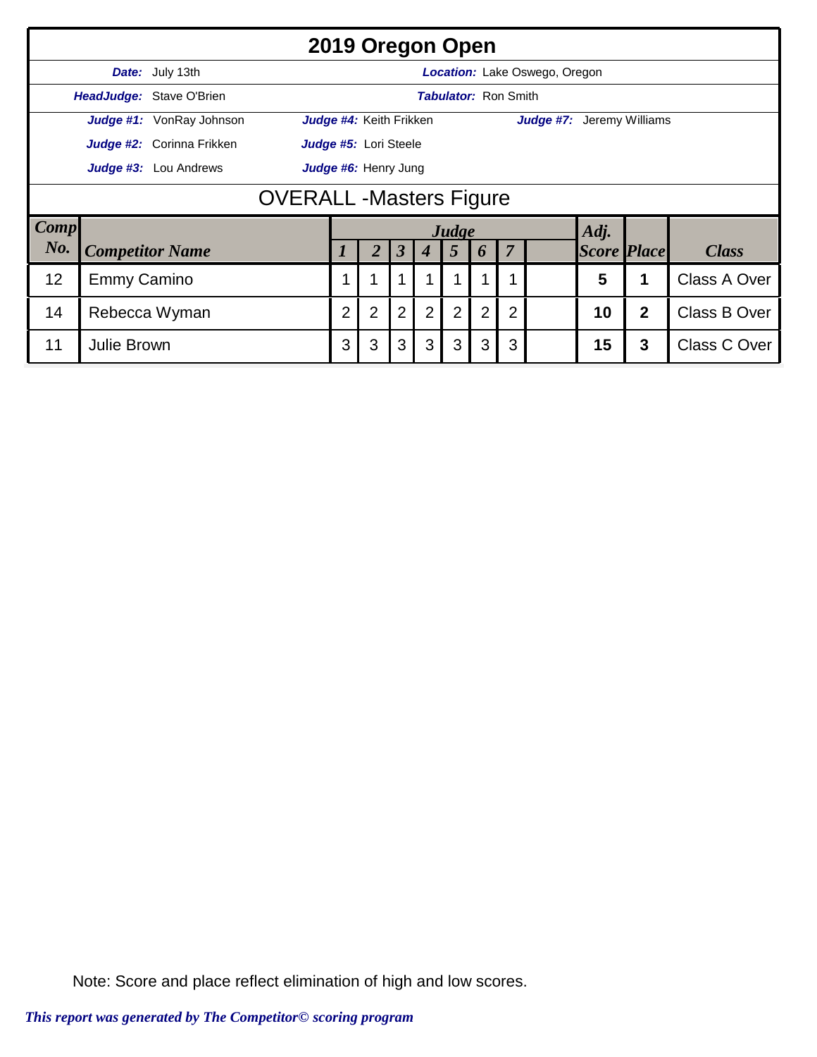# 2019 Oregon Open

**Date:** July 13th  **Location:** Lake Oswego, Oregon

**HeadJudge:** Stave O'Brien  **Tabulator:** Ron Smith

**Judge #1:** VonRay Johnson  **Judge #4:** Keith Frikken  **Judge #7:** Jeremy Williams

**Judge #2:** Corinna Frikken  **Judge #5:** Lori Steele

**Judge #3:** Lou Andrews  **Judge #6:** Henry Jung

## OVERALL -Masters Figure

| Comp No. | Competitor Name | Judge 1 | 2 | 3 | 4 | 5 | 6 | 7 | | Adj. Score | Place | Class |
|---|---|---|---|---|---|---|---|---|---|---|---|---|
| 12 | Emmy Camino | 1 | 1 | 1 | 1 | 1 | 1 | 1 | | **5** | **1** | Class A Over |
| 14 | Rebecca Wyman | 2 | 2 | 2 | 2 | 2 | 2 | 2 | | **10** | **2** | Class B Over |
| 11 | Julie Brown | 3 | 3 | 3 | 3 | 3 | 3 | 3 | | **15** | **3** | Class C Over |

Note: Score and place reflect elimination of high and low scores.

*This report was generated by The Competitor© scoring program*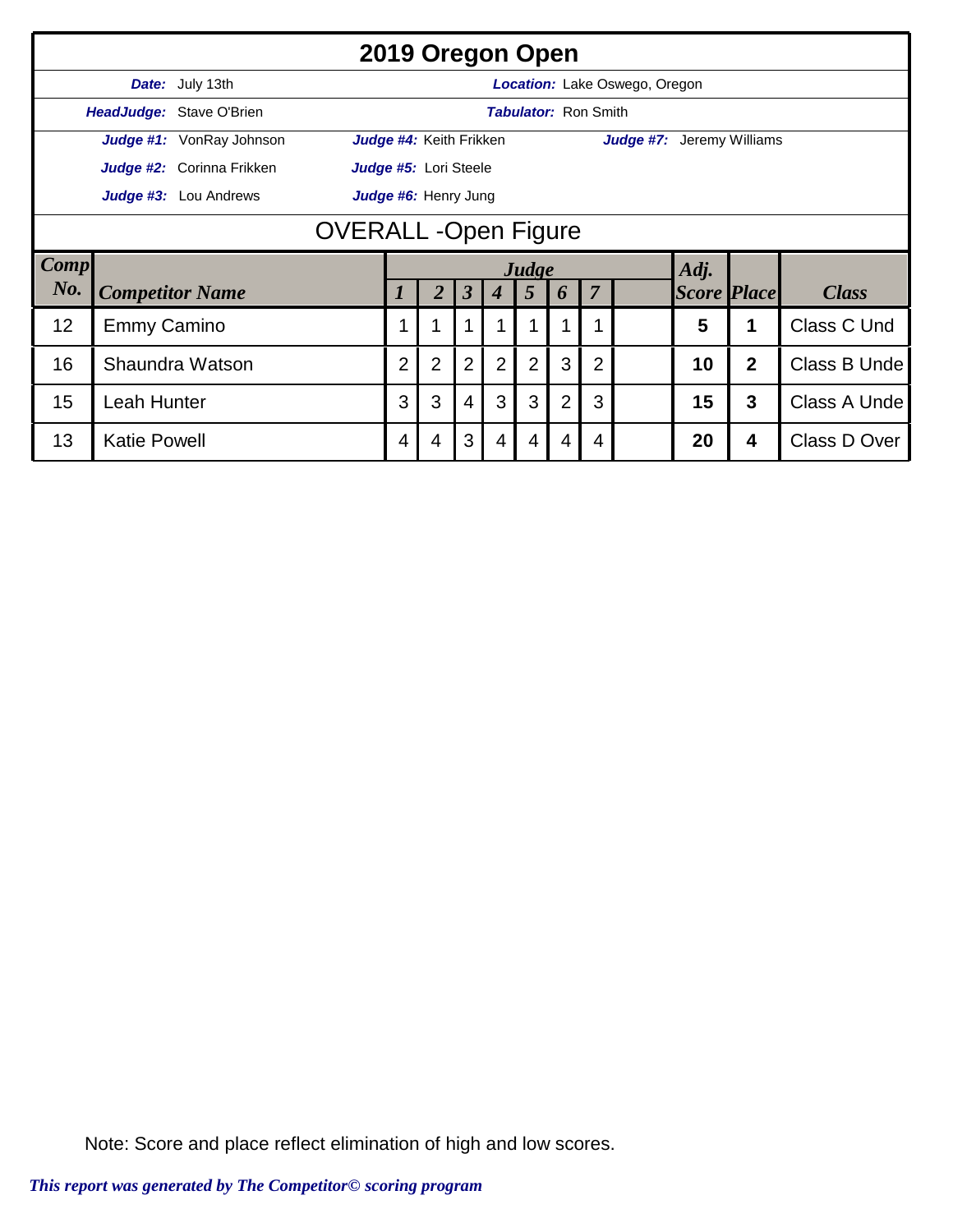# 2019 Oregon Open

**Date:** July 13th | **Location:** Lake Oswego, Oregon

**HeadJudge:** Stave O'Brien | **Tabulator:** Ron Smith

**Judge #1:** VonRay Johnson | **Judge #4:** Keith Frikken | **Judge #7:** Jeremy Williams

**Judge #2:** Corinna Frikken | **Judge #5:** Lori Steele

**Judge #3:** Lou Andrews | **Judge #6:** Henry Jung

## OVERALL -Open Figure

| Comp No. | Competitor Name | Judge 1 | 2 | 3 | 4 | 5 | 6 | 7 | | Adj. Score | Place | Class |
|---|---|---|---|---|---|---|---|---|---|---|---|---|
| 12 | Emmy Camino | 1 | 1 | 1 | 1 | 1 | 1 | 1 | | 5 | 1 | Class C Und |
| 16 | Shaundra Watson | 2 | 2 | 2 | 2 | 2 | 3 | 2 | | 10 | 2 | Class B Unde |
| 15 | Leah Hunter | 3 | 3 | 4 | 3 | 3 | 2 | 3 | | 15 | 3 | Class A Unde |
| 13 | Katie Powell | 4 | 4 | 3 | 4 | 4 | 4 | 4 | | 20 | 4 | Class D Over |

Note: Score and place reflect elimination of high and low scores.

*This report was generated by The Competitor© scoring program*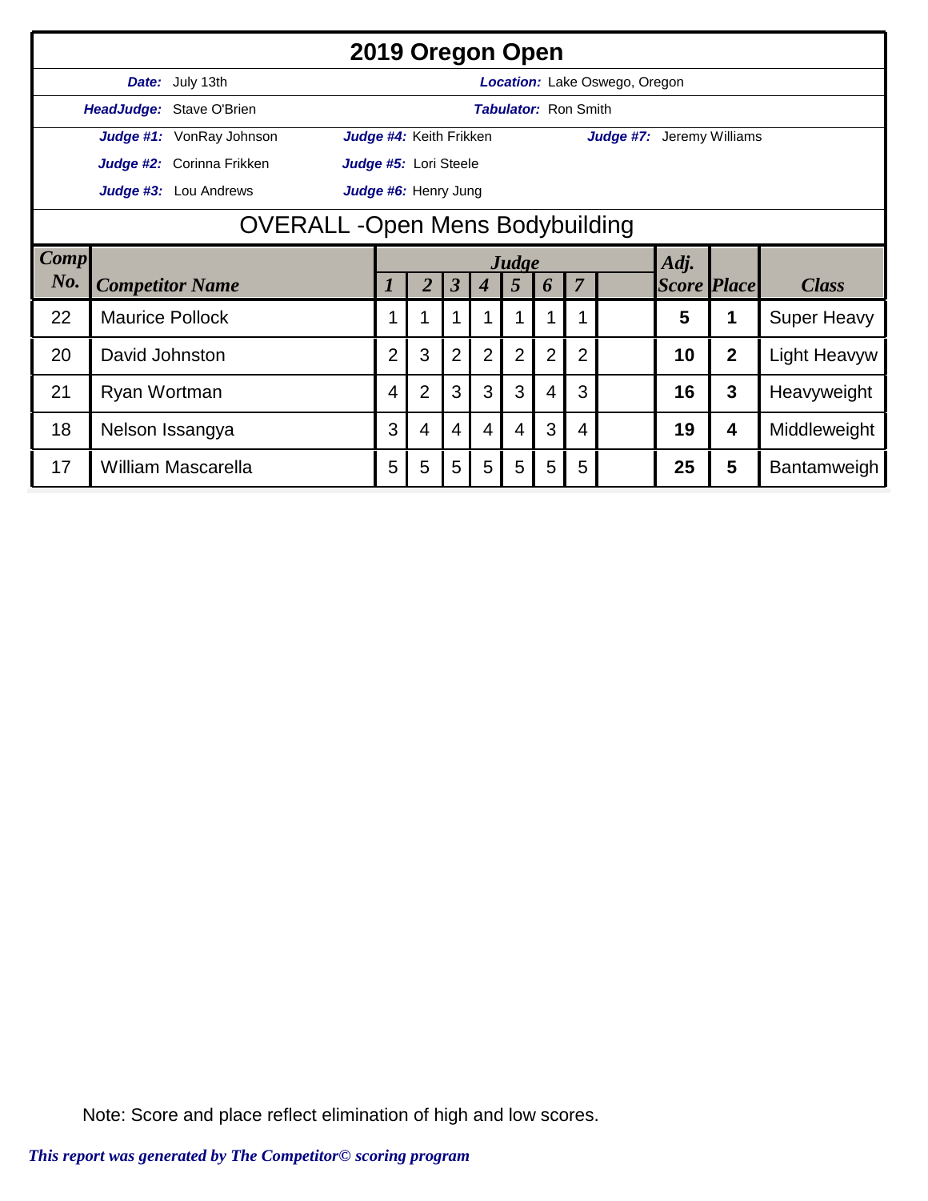# 2019 Oregon Open

**Date:** July 13th — **Location:** Lake Oswego, Oregon

**HeadJudge:** Stave O'Brien — **Tabulator:** Ron Smith

**Judge #1:** VonRay Johnson — **Judge #4:** Keith Frikken — **Judge #7:** Jeremy Williams

**Judge #2:** Corinna Frikken — **Judge #5:** Lori Steele

**Judge #3:** Lou Andrews — **Judge #6:** Henry Jung

## OVERALL -Open Mens Bodybuilding

| Comp No. | Competitor Name | Judge 1 | 2 | 3 | 4 | 5 | 6 | 7 | | Adj. Score | Place | Class |
|---|---|---|---|---|---|---|---|---|---|---|---|---|
| 22 | Maurice Pollock | 1 | 1 | 1 | 1 | 1 | 1 | 1 | | 5 | 1 | Super Heavy |
| 20 | David Johnston | 2 | 3 | 2 | 2 | 2 | 2 | 2 | | 10 | 2 | Light Heavyw |
| 21 | Ryan Wortman | 4 | 2 | 3 | 3 | 3 | 4 | 3 | | 16 | 3 | Heavyweight |
| 18 | Nelson Issangya | 3 | 4 | 4 | 4 | 4 | 3 | 4 | | 19 | 4 | Middleweight |
| 17 | William Mascarella | 5 | 5 | 5 | 5 | 5 | 5 | 5 | | 25 | 5 | Bantamweigh |

Note: Score and place reflect elimination of high and low scores.

*This report was generated by The Competitor© scoring program*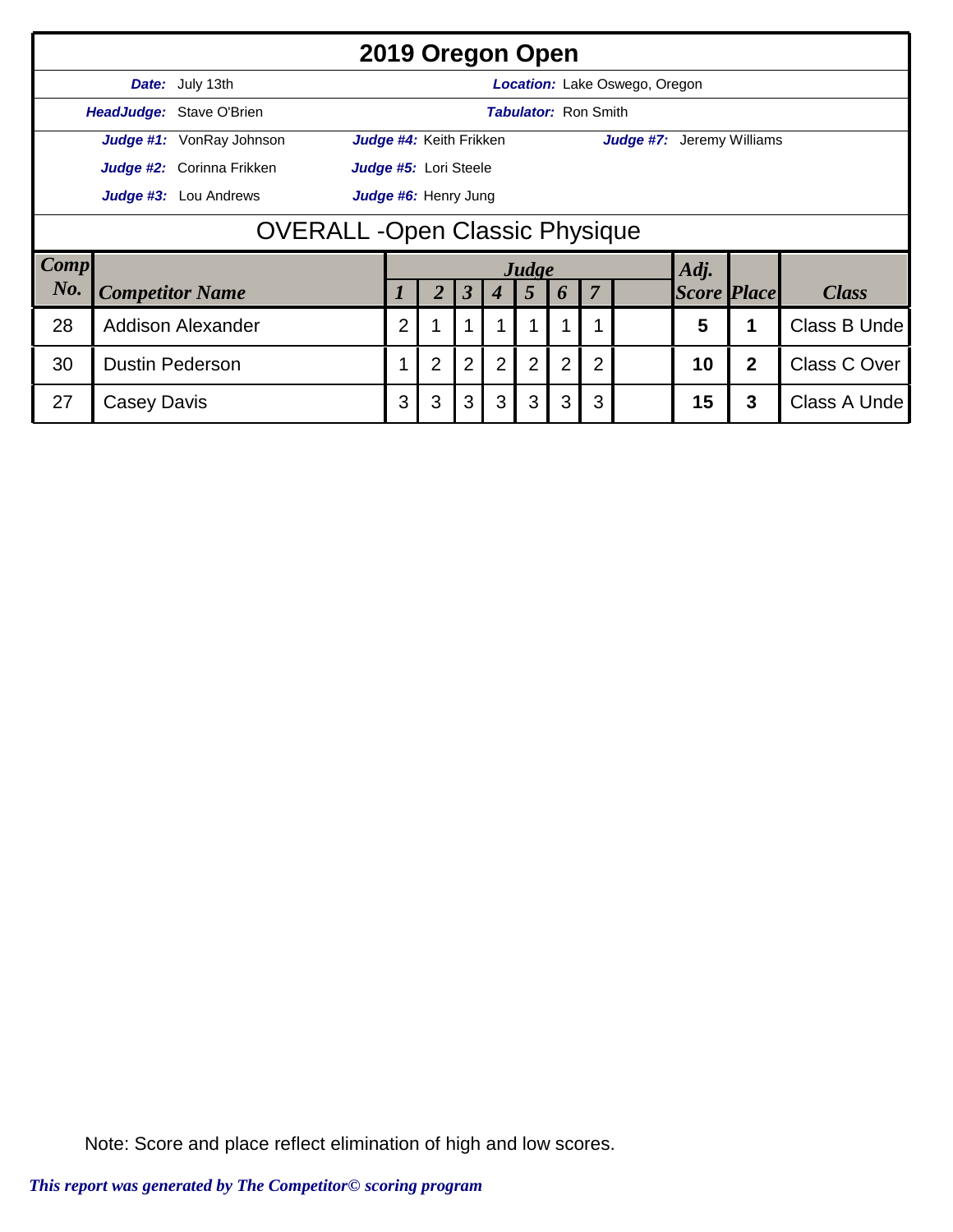# 2019 Oregon Open

**Date:** July 13th **Location:** Lake Oswego, Oregon

**HeadJudge:** Stave O'Brien **Tabulator:** Ron Smith

**Judge #1:** VonRay Johnson **Judge #4:** Keith Frikken **Judge #7:** Jeremy Williams

**Judge #2:** Corinna Frikken **Judge #5:** Lori Steele

**Judge #3:** Lou Andrews **Judge #6:** Henry Jung

## OVERALL -Open Classic Physique

| Comp No. | Competitor Name | Judge 1 | 2 | 3 | 4 | 5 | 6 | 7 | | Adj. Score | Place | Class |
|---|---|---|---|---|---|---|---|---|---|---|---|---|
| 28 | Addison Alexander | 2 | 1 | 1 | 1 | 1 | 1 | 1 | | **5** | **1** | Class B Unde |
| 30 | Dustin Pederson | 1 | 2 | 2 | 2 | 2 | 2 | 2 | | **10** | **2** | Class C Over |
| 27 | Casey Davis | 3 | 3 | 3 | 3 | 3 | 3 | 3 | | **15** | **3** | Class A Unde |

Note: Score and place reflect elimination of high and low scores.

*This report was generated by The Competitor© scoring program*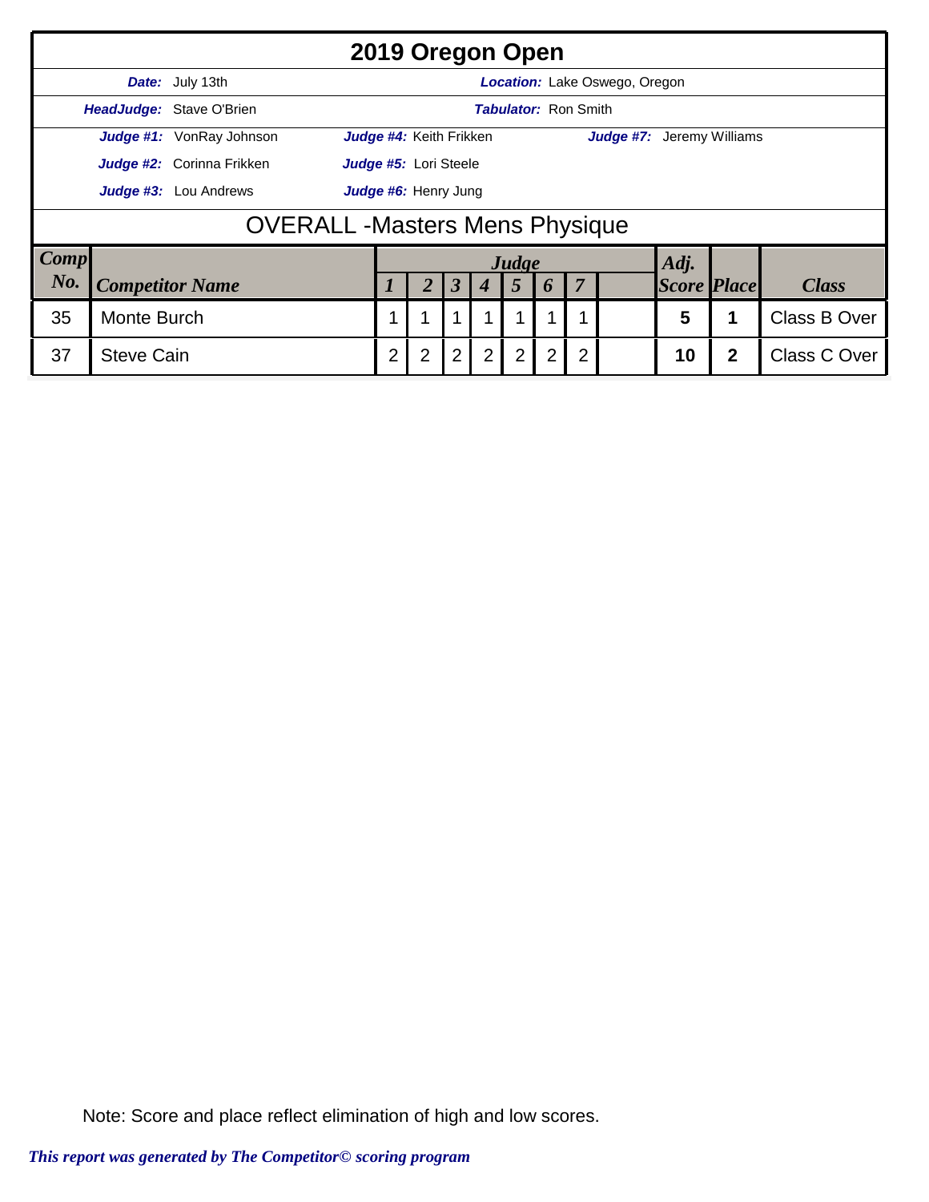# 2019 Oregon Open

**Date:** July 13th
**Location:** Lake Oswego, Oregon
**HeadJudge:** Stave O'Brien
**Tabulator:** Ron Smith

**Judge #1:** VonRay Johnson
**Judge #2:** Corinna Frikken
**Judge #3:** Lou Andrews
**Judge #4:** Keith Frikken
**Judge #5:** Lori Steele
**Judge #6:** Henry Jung
**Judge #7:** Jeremy Williams

## OVERALL -Masters Mens Physique

| Comp No. | Competitor Name | Judge 1 | 2 | 3 | 4 | 5 | 6 | 7 | | Adj. Score | Place | Class |
|---|---|---|---|---|---|---|---|---|---|---|---|---|
| 35 | Monte Burch | 1 | 1 | 1 | 1 | 1 | 1 | 1 | | **5** | **1** | Class B Over |
| 37 | Steve Cain | 2 | 2 | 2 | 2 | 2 | 2 | 2 | | **10** | **2** | Class C Over |

Note: Score and place reflect elimination of high and low scores.

*This report was generated by The Competitor© scoring program*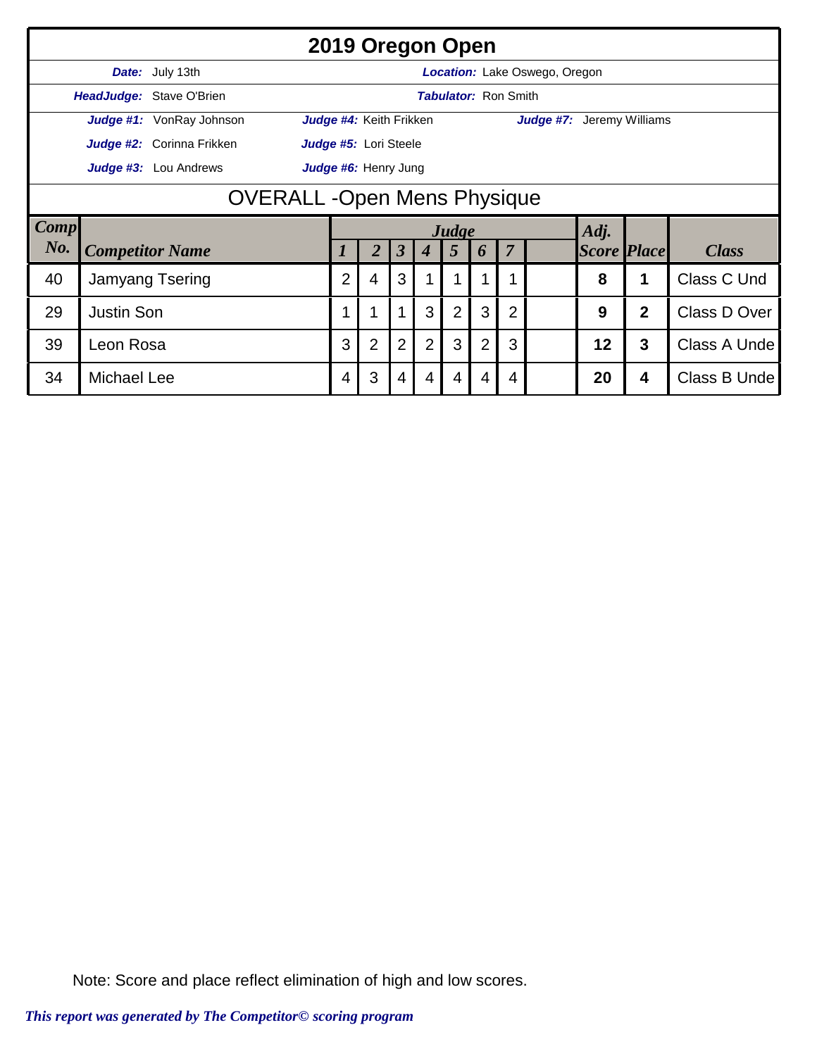# 2019 Oregon Open

***Date:*** July 13th ***Location:*** Lake Oswego, Oregon

***HeadJudge:*** Stave O'Brien ***Tabulator:*** Ron Smith

***Judge #1:*** VonRay Johnson ***Judge #4:*** Keith Frikken ***Judge #7:*** Jeremy Williams

***Judge #2:*** Corinna Frikken ***Judge #5:*** Lori Steele

***Judge #3:*** Lou Andrews ***Judge #6:*** Henry Jung

## OVERALL -Open Mens Physique

| Comp No. | Competitor Name | Judge 1 | 2 | 3 | 4 | 5 | 6 | 7 | | Adj. Score | Place | Class |
|---|---|---|---|---|---|---|---|---|---|---|---|---|
| 40 | Jamyang Tsering | 2 | 4 | 3 | 1 | 1 | 1 | 1 | | **8** | **1** | Class C Und |
| 29 | Justin Son | 1 | 1 | 1 | 3 | 2 | 3 | 2 | | **9** | **2** | Class D Over |
| 39 | Leon Rosa | 3 | 2 | 2 | 2 | 3 | 2 | 3 | | **12** | **3** | Class A Unde |
| 34 | Michael Lee | 4 | 3 | 4 | 4 | 4 | 4 | 4 | | **20** | **4** | Class B Unde |

Note: Score and place reflect elimination of high and low scores.

*This report was generated by The Competitor© scoring program*